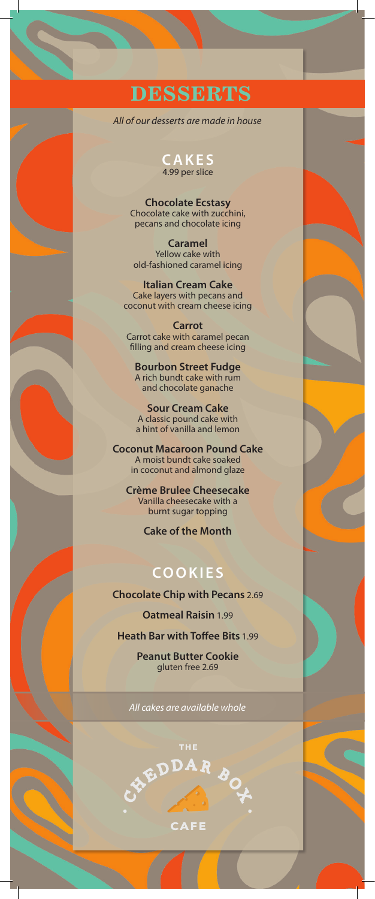# DESSERTS

*All of our desserts are made in house*

## CAKES

4.99 per slice

**Chocolate Ecstasy**
Chocolate cake with zucchini, pecans and chocolate icing

**Caramel**
Yellow cake with old-fashioned caramel icing

**Italian Cream Cake**
Cake layers with pecans and coconut with cream cheese icing

**Carrot**
Carrot cake with caramel pecan filling and cream cheese icing

**Bourbon Street Fudge**
A rich bundt cake with rum and chocolate ganache

**Sour Cream Cake**
A classic pound cake with a hint of vanilla and lemon

**Coconut Macaroon Pound Cake**
A moist bundt cake soaked in coconut and almond glaze

**Crème Brulee Cheesecake**
Vanilla cheesecake with a burnt sugar topping

**Cake of the Month**

## COOKIES

**Chocolate Chip with Pecans** 2.69

**Oatmeal Raisin** 1.99

**Heath Bar with Toffee Bits** 1.99

**Peanut Butter Cookie**
gluten free 2.69

*All cakes are available whole*

THE CHEDDAR BOX CAFE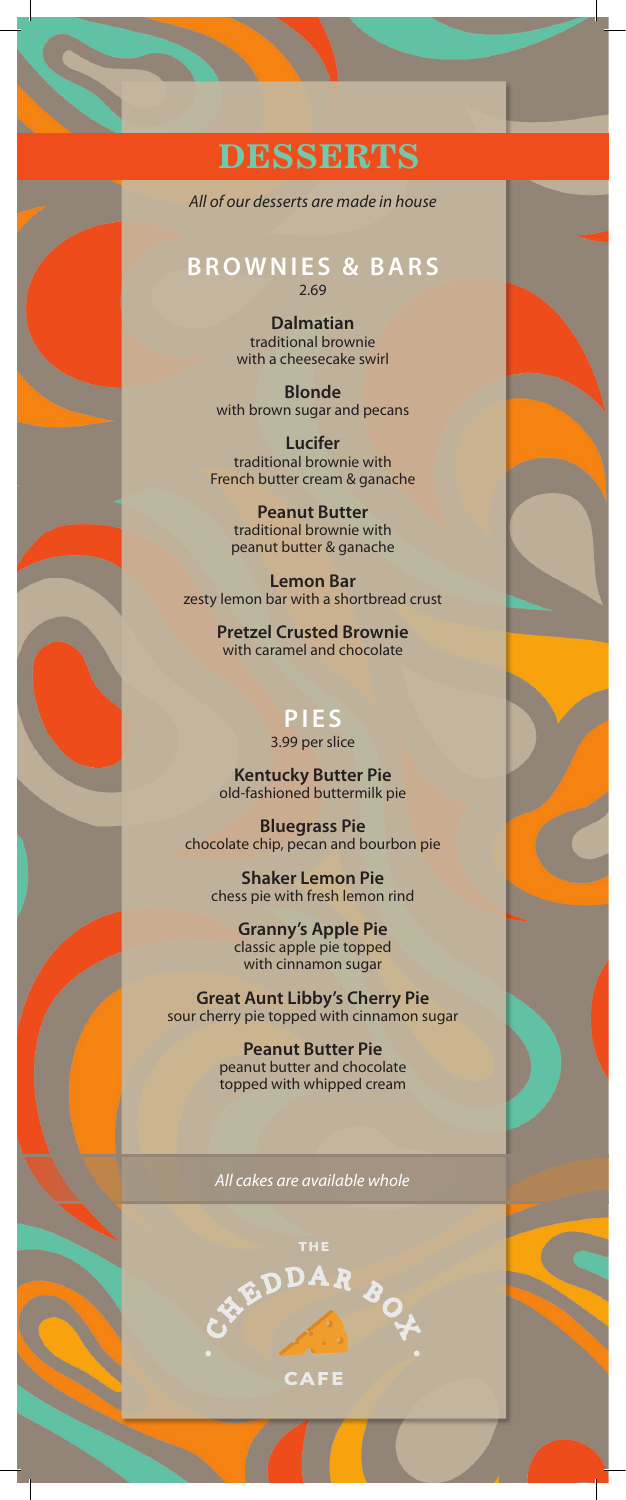# DESSERTS

*All of our desserts are made in house*

## BROWNIES & BARS

2.69

**Dalmatian**
traditional brownie with a cheesecake swirl

**Blonde**
with brown sugar and pecans

**Lucifer**
traditional brownie with French butter cream & ganache

**Peanut Butter**
traditional brownie with peanut butter & ganache

**Lemon Bar**
zesty lemon bar with a shortbread crust

**Pretzel Crusted Brownie**
with caramel and chocolate

## PIES

3.99 per slice

**Kentucky Butter Pie**
old-fashioned buttermilk pie

**Bluegrass Pie**
chocolate chip, pecan and bourbon pie

**Shaker Lemon Pie**
chess pie with fresh lemon rind

**Granny's Apple Pie**
classic apple pie topped with cinnamon sugar

**Great Aunt Libby's Cherry Pie**
sour cherry pie topped with cinnamon sugar

**Peanut Butter Pie**
peanut butter and chocolate topped with whipped cream

*All cakes are available whole*

THE CHEDDAR BOX CAFE